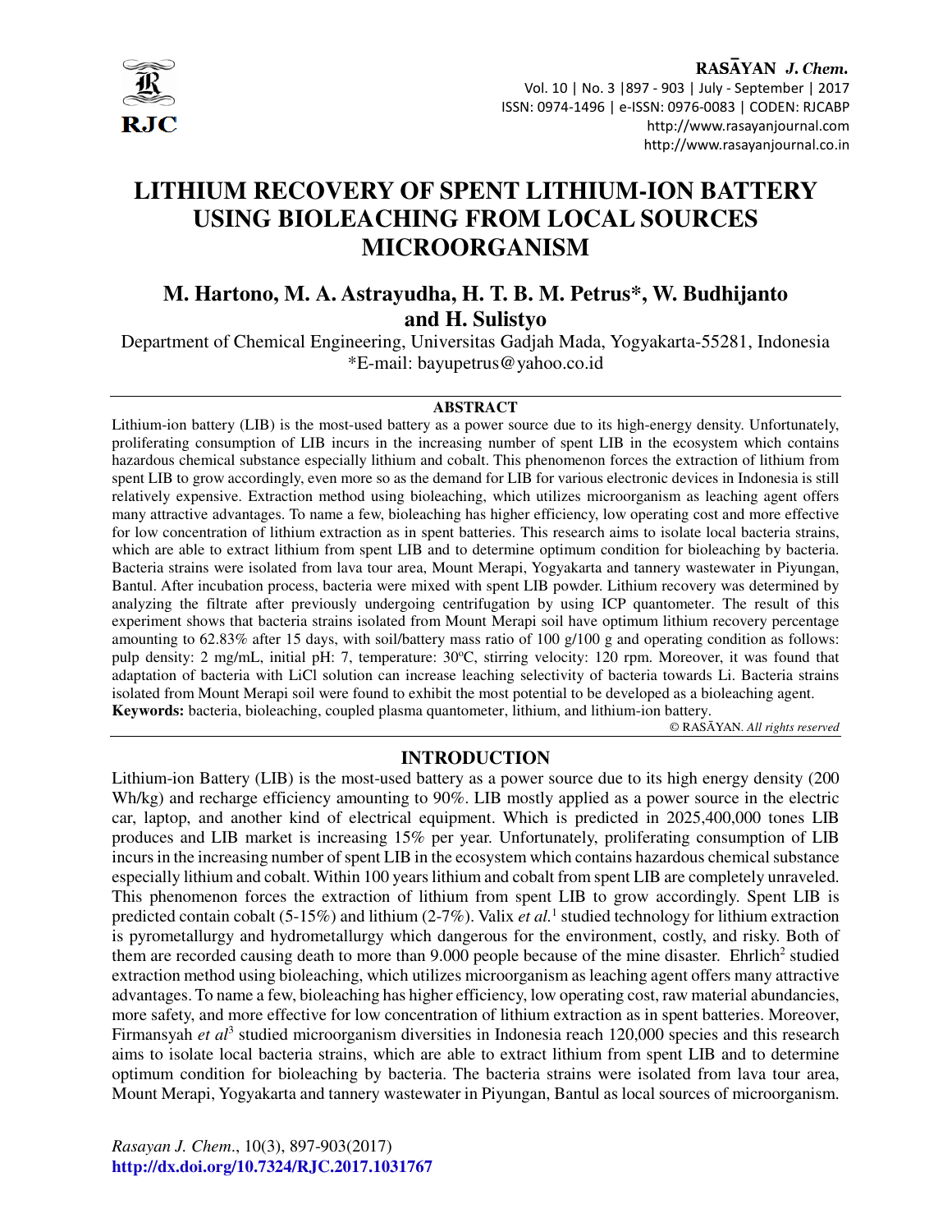# LITHIUM RECOVERY OF SPENT LITHIUM-ION BATTERY USING BIOLEACHING FROM LOCAL SOURCES MICROORGANISM

**M. Hartono, M. A. Astrayudha, H. T. B. M. Petrus*, W. Budhijanto and H. Sulistyo**

Department of Chemical Engineering, Universitas Gadjah Mada, Yogyakarta-55281, Indonesia

*E-mail: bayupetrus@yahoo.co.id

## ABSTRACT

Lithium-ion battery (LIB) is the most-used battery as a power source due to its high-energy density. Unfortunately, proliferating consumption of LIB incurs in the increasing number of spent LIB in the ecosystem which contains hazardous chemical substance especially lithium and cobalt. This phenomenon forces the extraction of lithium from spent LIB to grow accordingly, even more so as the demand for LIB for various electronic devices in Indonesia is still relatively expensive. Extraction method using bioleaching, which utilizes microorganism as leaching agent offers many attractive advantages. To name a few, bioleaching has higher efficiency, low operating cost and more effective for low concentration of lithium extraction as in spent batteries. This research aims to isolate local bacteria strains, which are able to extract lithium from spent LIB and to determine optimum condition for bioleaching by bacteria. Bacteria strains were isolated from lava tour area, Mount Merapi, Yogyakarta and tannery wastewater in Piyungan, Bantul. After incubation process, bacteria were mixed with spent LIB powder. Lithium recovery was determined by analyzing the filtrate after previously undergoing centrifugation by using ICP quantometer. The result of this experiment shows that bacteria strains isolated from Mount Merapi soil have optimum lithium recovery percentage amounting to 62.83% after 15 days, with soil/battery mass ratio of 100 g/100 g and operating condition as follows: pulp density: 2 mg/mL, initial pH: 7, temperature: 30ºC, stirring velocity: 120 rpm. Moreover, it was found that adaptation of bacteria with LiCl solution can increase leaching selectivity of bacteria towards Li. Bacteria strains isolated from Mount Merapi soil were found to exhibit the most potential to be developed as a bioleaching agent.

**Keywords:** bacteria, bioleaching, coupled plasma quantometer, lithium, and lithium-ion battery.

© RASĀYAN. *All rights reserved*

## INTRODUCTION

Lithium-ion Battery (LIB) is the most-used battery as a power source due to its high energy density (200 Wh/kg) and recharge efficiency amounting to 90%. LIB mostly applied as a power source in the electric car, laptop, and another kind of electrical equipment. Which is predicted in 2025,400,000 tones LIB produces and LIB market is increasing 15% per year. Unfortunately, proliferating consumption of LIB incurs in the increasing number of spent LIB in the ecosystem which contains hazardous chemical substance especially lithium and cobalt. Within 100 years lithium and cobalt from spent LIB are completely unraveled. This phenomenon forces the extraction of lithium from spent LIB to grow accordingly. Spent LIB is predicted contain cobalt (5-15%) and lithium (2-7%). Valix *et al.*[1] studied technology for lithium extraction is pyrometallurgy and hydrometallurgy which dangerous for the environment, costly, and risky. Both of them are recorded causing death to more than 9.000 people because of the mine disaster. Ehrlich[2] studied extraction method using bioleaching, which utilizes microorganism as leaching agent offers many attractive advantages. To name a few, bioleaching has higher efficiency, low operating cost, raw material abundancies, more safety, and more effective for low concentration of lithium extraction as in spent batteries. Moreover, Firmansyah *et al*[3] studied microorganism diversities in Indonesia reach 120,000 species and this research aims to isolate local bacteria strains, which are able to extract lithium from spent LIB and to determine optimum condition for bioleaching by bacteria. The bacteria strains were isolated from lava tour area, Mount Merapi, Yogyakarta and tannery wastewater in Piyungan, Bantul as local sources of microorganism.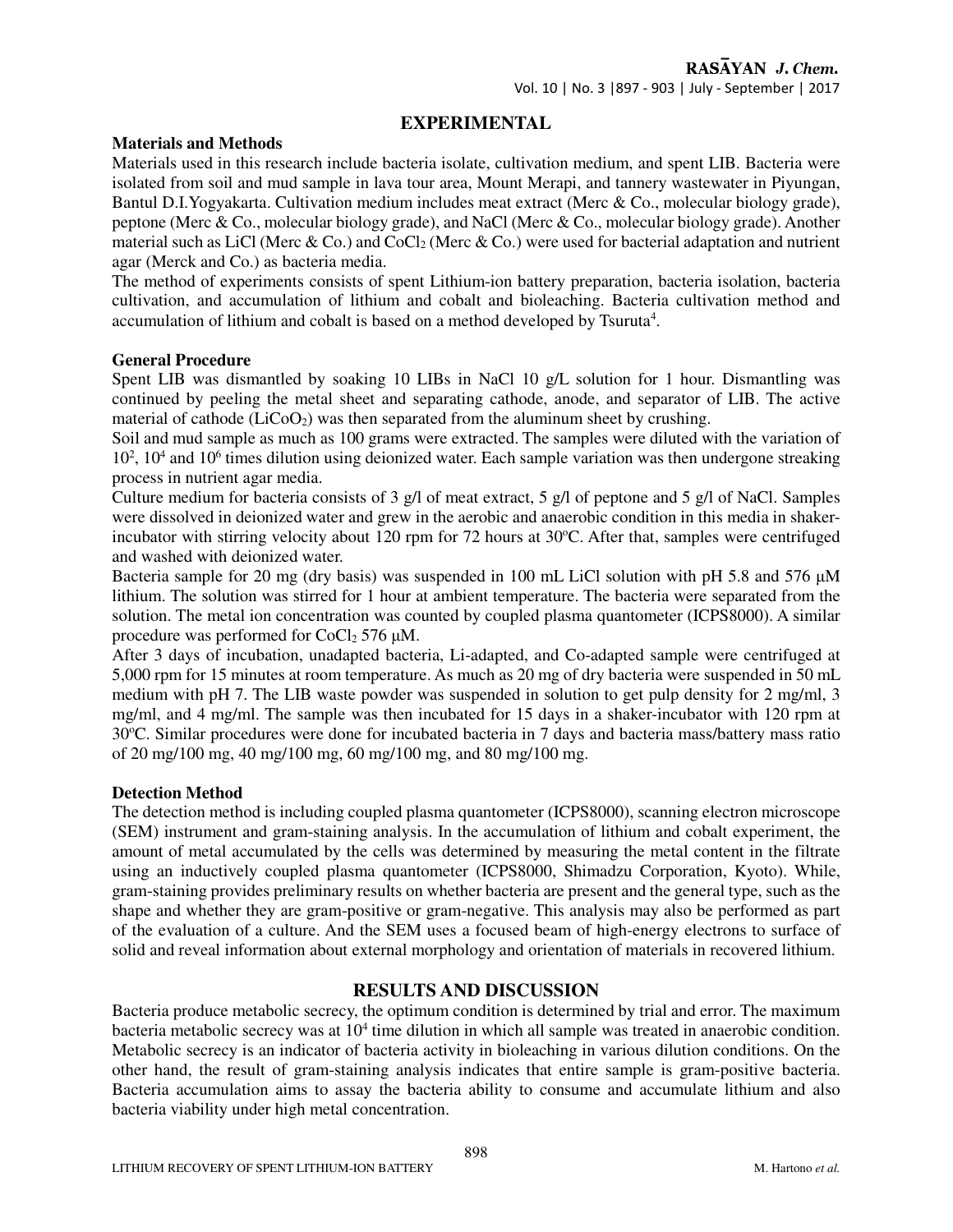## EXPERIMENTAL

### Materials and Methods

Materials used in this research include bacteria isolate, cultivation medium, and spent LIB. Bacteria were isolated from soil and mud sample in lava tour area, Mount Merapi, and tannery wastewater in Piyungan, Bantul D.I.Yogyakarta. Cultivation medium includes meat extract (Merc & Co., molecular biology grade), peptone (Merc & Co., molecular biology grade), and NaCl (Merc & Co., molecular biology grade). Another material such as LiCl (Merc & Co.) and $CoCl_2$ (Merc & Co.) were used for bacterial adaptation and nutrient agar (Merck and Co.) as bacteria media.

The method of experiments consists of spent Lithium-ion battery preparation, bacteria isolation, bacteria cultivation, and accumulation of lithium and cobalt and bioleaching. Bacteria cultivation method and accumulation of lithium and cobalt is based on a method developed by Tsuruta[4].

### General Procedure

Spent LIB was dismantled by soaking 10 LIBs in NaCl 10 g/L solution for 1 hour. Dismantling was continued by peeling the metal sheet and separating cathode, anode, and separator of LIB. The active material of cathode ($LiCoO_2$) was then separated from the aluminum sheet by crushing.

Soil and mud sample as much as 100 grams were extracted. The samples were diluted with the variation of $10^2$, $10^4$ and $10^6$ times dilution using deionized water. Each sample variation was then undergone streaking process in nutrient agar media.

Culture medium for bacteria consists of 3 g/l of meat extract, 5 g/l of peptone and 5 g/l of NaCl. Samples were dissolved in deionized water and grew in the aerobic and anaerobic condition in this media in shaker-incubator with stirring velocity about 120 rpm for 72 hours at 30ºC. After that, samples were centrifuged and washed with deionized water.

Bacteria sample for 20 mg (dry basis) was suspended in 100 mL LiCl solution with pH 5.8 and 576 μM lithium. The solution was stirred for 1 hour at ambient temperature. The bacteria were separated from the solution. The metal ion concentration was counted by coupled plasma quantometer (ICPS8000). A similar procedure was performed for $CoCl_2$ 576 μM.

After 3 days of incubation, unadapted bacteria, Li-adapted, and Co-adapted sample were centrifuged at 5,000 rpm for 15 minutes at room temperature. As much as 20 mg of dry bacteria were suspended in 50 mL medium with pH 7. The LIB waste powder was suspended in solution to get pulp density for 2 mg/ml, 3 mg/ml, and 4 mg/ml. The sample was then incubated for 15 days in a shaker-incubator with 120 rpm at 30ºC. Similar procedures were done for incubated bacteria in 7 days and bacteria mass/battery mass ratio of 20 mg/100 mg, 40 mg/100 mg, 60 mg/100 mg, and 80 mg/100 mg.

### Detection Method

The detection method is including coupled plasma quantometer (ICPS8000), scanning electron microscope (SEM) instrument and gram-staining analysis. In the accumulation of lithium and cobalt experiment, the amount of metal accumulated by the cells was determined by measuring the metal content in the filtrate using an inductively coupled plasma quantometer (ICPS8000, Shimadzu Corporation, Kyoto). While, gram-staining provides preliminary results on whether bacteria are present and the general type, such as the shape and whether they are gram-positive or gram-negative. This analysis may also be performed as part of the evaluation of a culture. And the SEM uses a focused beam of high-energy electrons to surface of solid and reveal information about external morphology and orientation of materials in recovered lithium.

## RESULTS AND DISCUSSION

Bacteria produce metabolic secrecy, the optimum condition is determined by trial and error. The maximum bacteria metabolic secrecy was at $10^4$ time dilution in which all sample was treated in anaerobic condition. Metabolic secrecy is an indicator of bacteria activity in bioleaching in various dilution conditions. On the other hand, the result of gram-staining analysis indicates that entire sample is gram-positive bacteria. Bacteria accumulation aims to assay the bacteria ability to consume and accumulate lithium and also bacteria viability under high metal concentration.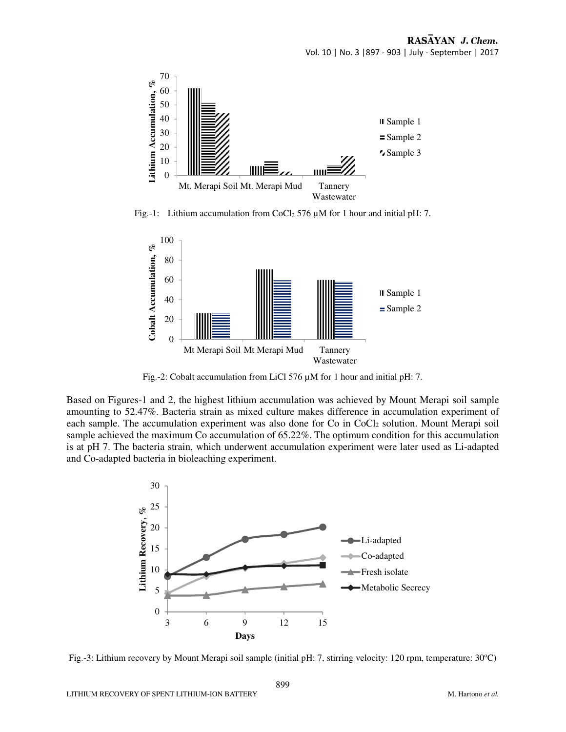Fig.-1: Lithium accumulation from $CoCl_2$ 576 μM for 1 hour and initial pH: 7.

Fig.-2: Cobalt accumulation from LiCl 576 μM for 1 hour and initial pH: 7.

Based on Figures-1 and 2, the highest lithium accumulation was achieved by Mount Merapi soil sample amounting to 52.47%. Bacteria strain as mixed culture makes difference in accumulation experiment of each sample. The accumulation experiment was also done for Co in $CoCl_2$ solution. Mount Merapi soil sample achieved the maximum Co accumulation of 65.22%. The optimum condition for this accumulation is at pH 7. The bacteria strain, which underwent accumulation experiment were later used as Li-adapted and Co-adapted bacteria in bioleaching experiment.

Fig.-3: Lithium recovery by Mount Merapi soil sample (initial pH: 7, stirring velocity: 120 rpm, temperature: 30°C)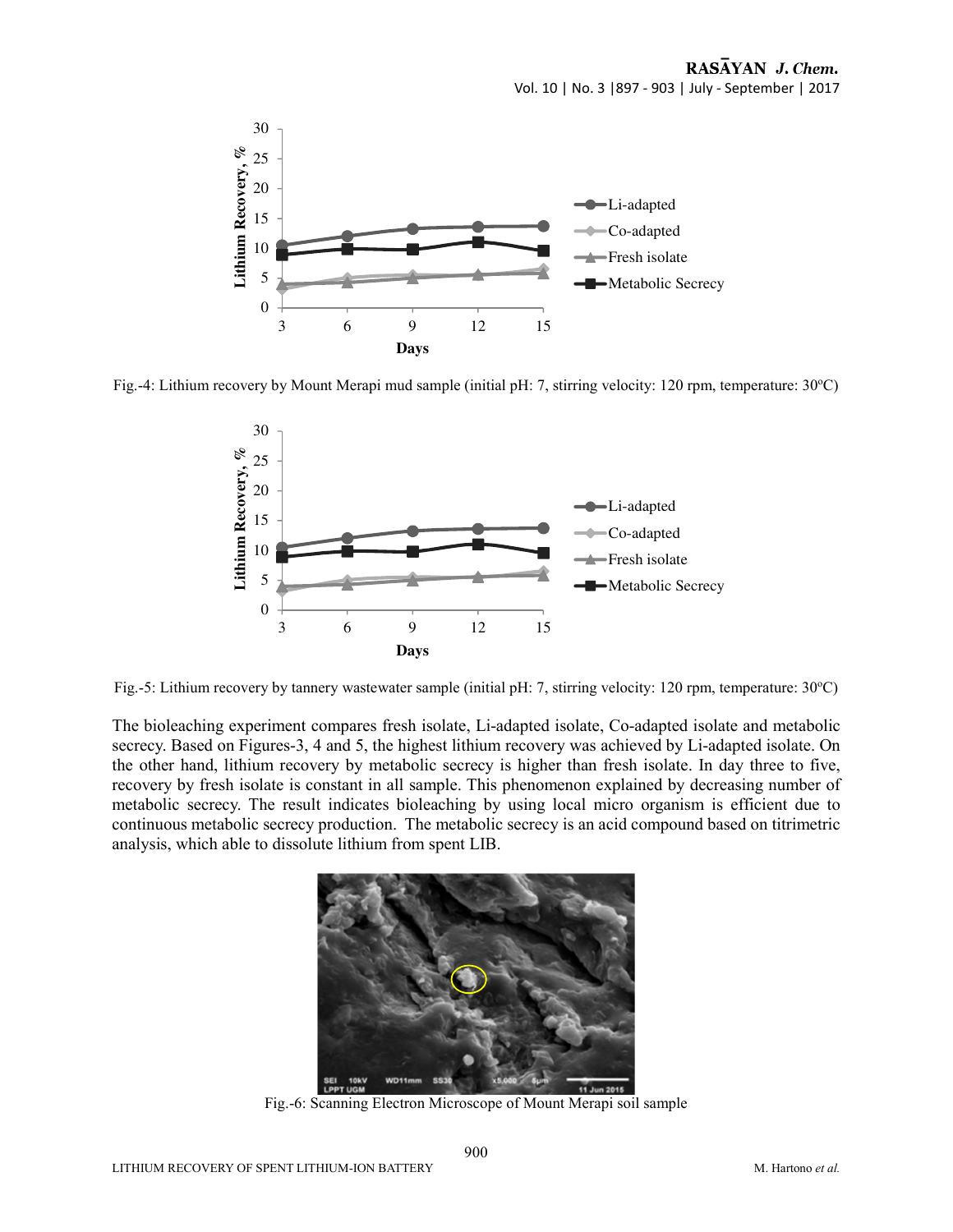Fig.-4: Lithium recovery by Mount Merapi mud sample (initial pH: 7, stirring velocity: 120 rpm, temperature: 30ºC)

Fig.-5: Lithium recovery by tannery wastewater sample (initial pH: 7, stirring velocity: 120 rpm, temperature: 30ºC)

The bioleaching experiment compares fresh isolate, Li-adapted isolate, Co-adapted isolate and metabolic secrecy. Based on Figures-3, 4 and 5, the highest lithium recovery was achieved by Li-adapted isolate. On the other hand, lithium recovery by metabolic secrecy is higher than fresh isolate. In day three to five, recovery by fresh isolate is constant in all sample. This phenomenon explained by decreasing number of metabolic secrecy. The result indicates bioleaching by using local micro organism is efficient due to continuous metabolic secrecy production. The metabolic secrecy is an acid compound based on titrimetric analysis, which able to dissolute lithium from spent LIB.

Fig.-6: Scanning Electron Microscope of Mount Merapi soil sample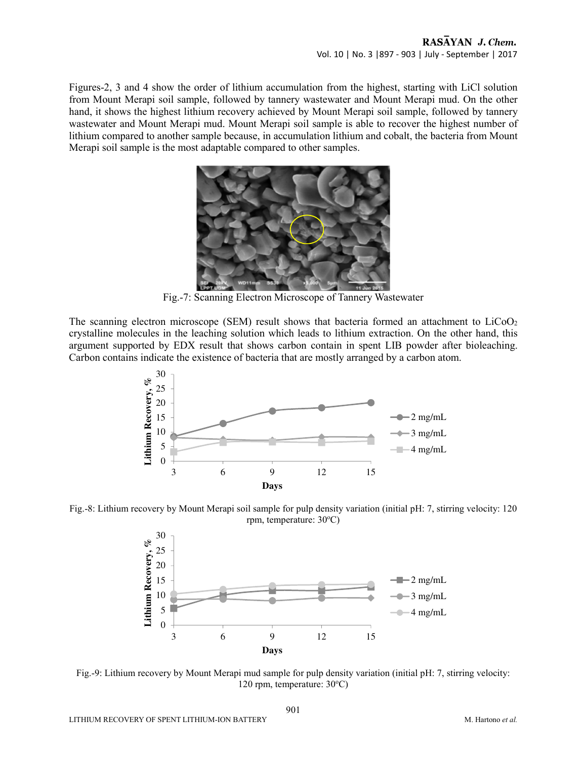Figures-2, 3 and 4 show the order of lithium accumulation from the highest, starting with LiCl solution from Mount Merapi soil sample, followed by tannery wastewater and Mount Merapi mud. On the other hand, it shows the highest lithium recovery achieved by Mount Merapi soil sample, followed by tannery wastewater and Mount Merapi mud. Mount Merapi soil sample is able to recover the highest number of lithium compared to another sample because, in accumulation lithium and cobalt, the bacteria from Mount Merapi soil sample is the most adaptable compared to other samples.

Fig.-7: Scanning Electron Microscope of Tannery Wastewater

The scanning electron microscope (SEM) result shows that bacteria formed an attachment to $LiCoO_2$ crystalline molecules in the leaching solution which leads to lithium extraction. On the other hand, this argument supported by EDX result that shows carbon contain in spent LIB powder after bioleaching. Carbon contains indicate the existence of bacteria that are mostly arranged by a carbon atom.

Fig.-8: Lithium recovery by Mount Merapi soil sample for pulp density variation (initial pH: 7, stirring velocity: 120 rpm, temperature: 30°C)

Fig.-9: Lithium recovery by Mount Merapi mud sample for pulp density variation (initial pH: 7, stirring velocity: 120 rpm, temperature: 30°C)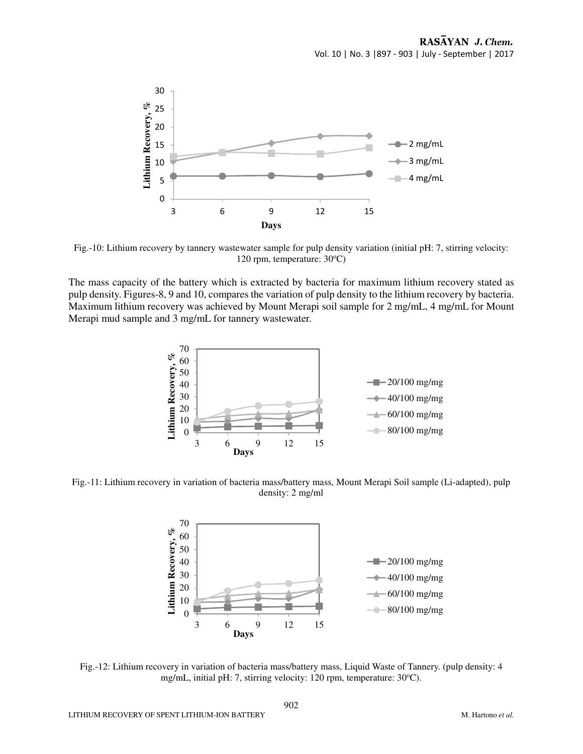Fig.-10: Lithium recovery by tannery wastewater sample for pulp density variation (initial pH: 7, stirring velocity: 120 rpm, temperature: 30°C)

The mass capacity of the battery which is extracted by bacteria for maximum lithium recovery stated as pulp density. Figures-8, 9 and 10, compares the variation of pulp density to the lithium recovery by bacteria. Maximum lithium recovery was achieved by Mount Merapi soil sample for 2 mg/mL, 4 mg/mL for Mount Merapi mud sample and 3 mg/mL for tannery wastewater.

Fig.-11: Lithium recovery in variation of bacteria mass/battery mass, Mount Merapi Soil sample (Li-adapted), pulp density: 2 mg/ml

Fig.-12: Lithium recovery in variation of bacteria mass/battery mass, Liquid Waste of Tannery. (pulp density: 4 mg/mL, initial pH: 7, stirring velocity: 120 rpm, temperature: 30°C).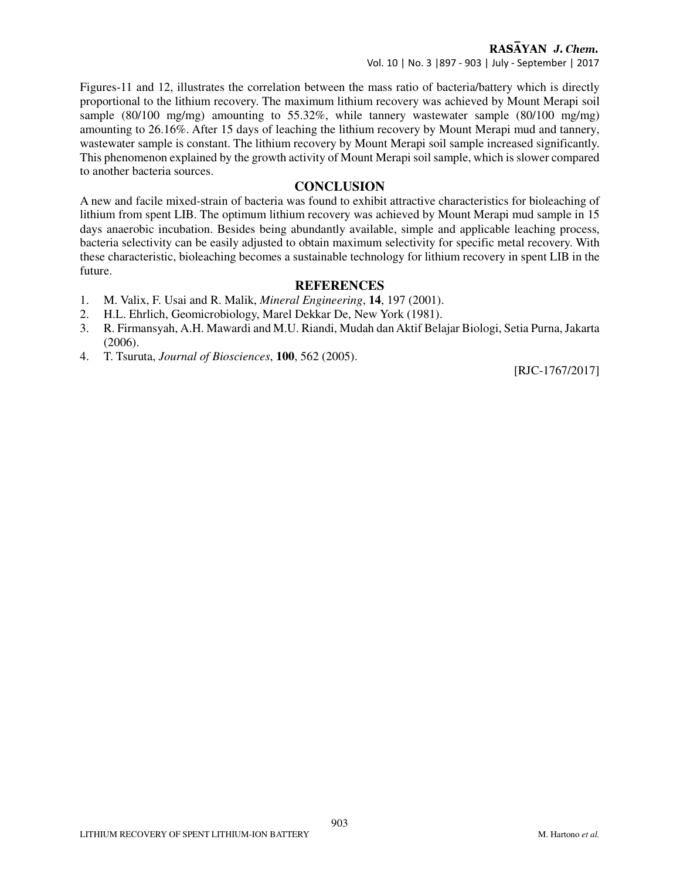Figures-11 and 12, illustrates the correlation between the mass ratio of bacteria/battery which is directly proportional to the lithium recovery. The maximum lithium recovery was achieved by Mount Merapi soil sample (80/100 mg/mg) amounting to 55.32%, while tannery wastewater sample (80/100 mg/mg) amounting to 26.16%. After 15 days of leaching the lithium recovery by Mount Merapi mud and tannery, wastewater sample is constant. The lithium recovery by Mount Merapi soil sample increased significantly. This phenomenon explained by the growth activity of Mount Merapi soil sample, which is slower compared to another bacteria sources.

## CONCLUSION

A new and facile mixed-strain of bacteria was found to exhibit attractive characteristics for bioleaching of lithium from spent LIB. The optimum lithium recovery was achieved by Mount Merapi mud sample in 15 days anaerobic incubation. Besides being abundantly available, simple and applicable leaching process, bacteria selectivity can be easily adjusted to obtain maximum selectivity for specific metal recovery. With these characteristic, bioleaching becomes a sustainable technology for lithium recovery in spent LIB in the future.

## REFERENCES

1. M. Valix, F. Usai and R. Malik, *Mineral Engineering*, **14**, 197 (2001).
2. H.L. Ehrlich, Geomicrobiology, Marel Dekkar De, New York (1981).
3. R. Firmansyah, A.H. Mawardi and M.U. Riandi, Mudah dan Aktif Belajar Biologi, Setia Purna, Jakarta (2006).
4. T. Tsuruta, *Journal of Biosciences*, **100**, 562 (2005).

[RJC-1767/2017]